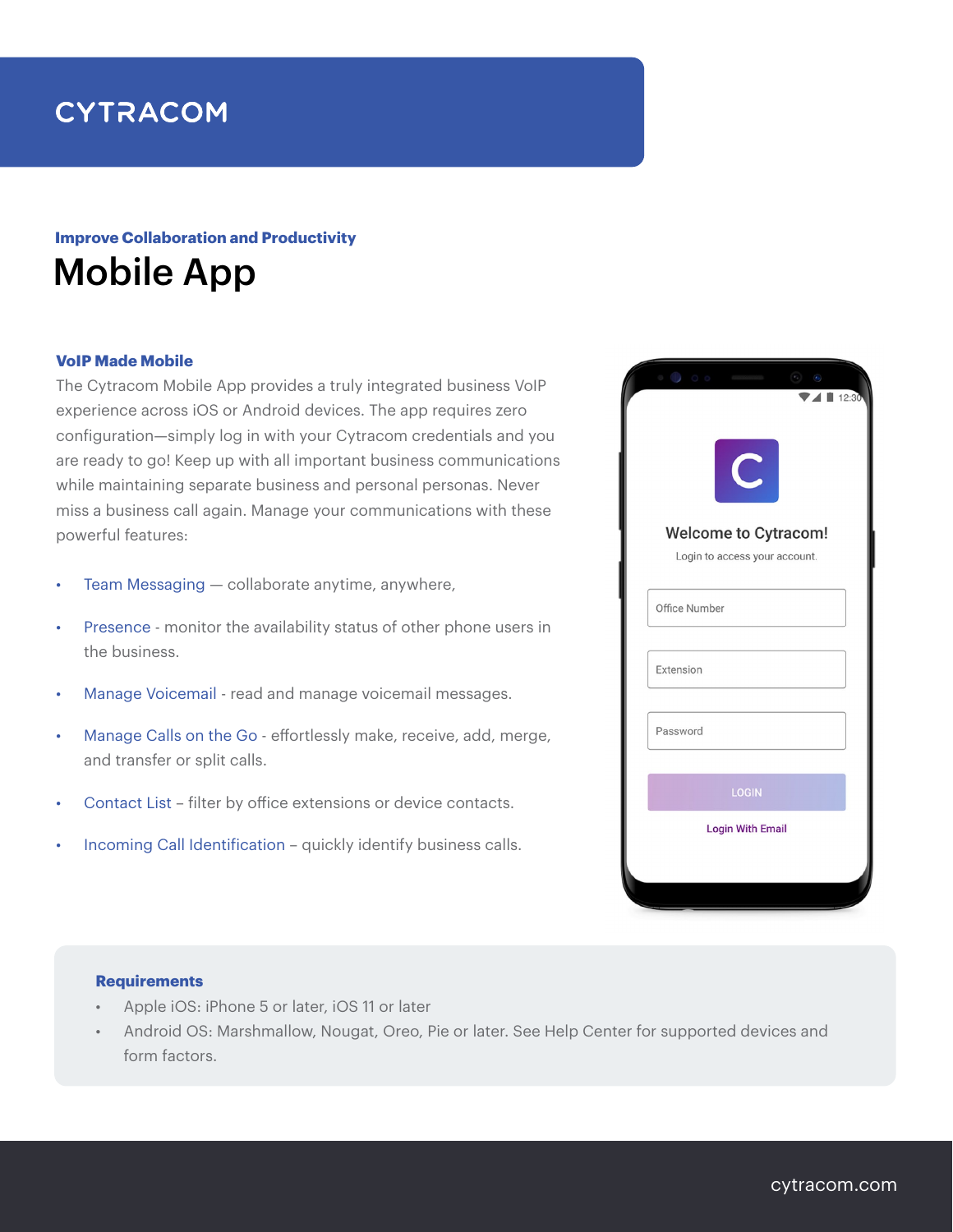# CYTRACOM

**Improve Collaboration and Productivity**

## Mobile App

### VoIP Made Mobile

The Cytracom Mobile App provides a truly integrated business VoIP experience across iOS or Android devices. The app requires zero configuration—simply log in with your Cytracom credentials and you are ready to go! Keep up with all important business communications while maintaining separate business and personal personas. Never miss a business call again. Manage your communications with these powerful features:

- Team Messaging — collaborate anytime, anywhere,
- Presence - monitor the availability status of other phone users in the business.
- Manage Voicemail - read and manage voicemail messages.
- Manage Calls on the Go - effortlessly make, receive, add, merge, and transfer or split calls.
- Contact List – filter by office extensions or device contacts.
- Incoming Call Identification – quickly identify business calls.

Welcome to Cytracom!

Login to access your account.

Office Number

Extension

Password

LOGIN

Login With Email

### Requirements

- Apple iOS: iPhone 5 or later, iOS 11 or later
- Android OS: Marshmallow, Nougat, Oreo, Pie or later. See Help Center for supported devices and form factors.

cytracom.com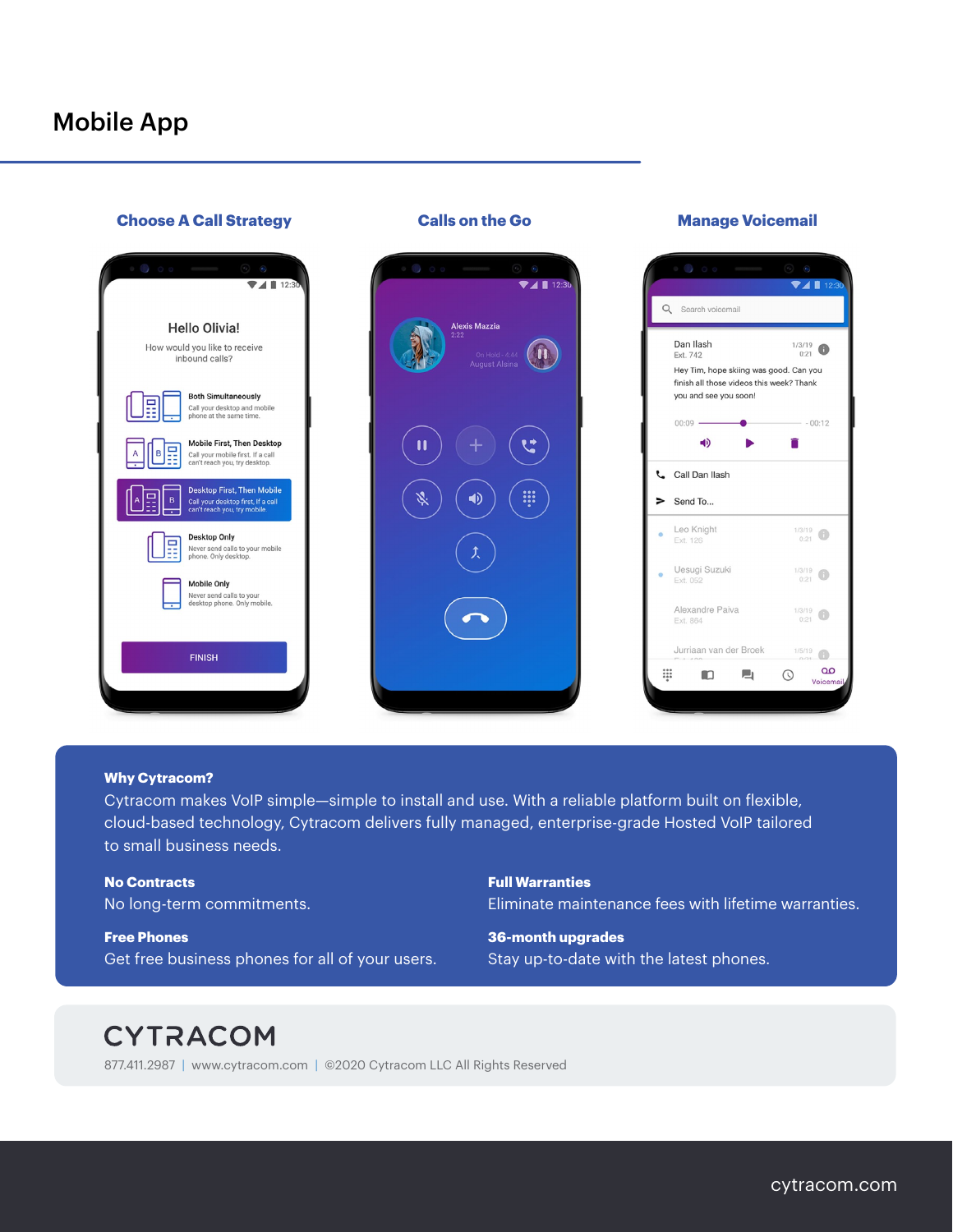# Mobile App

### Choose A Call Strategy

### Calls on the Go

### Manage Voicemail

**Why Cytracom?**
Cytracom makes VoIP simple—simple to install and use. With a reliable platform built on flexible, cloud-based technology, Cytracom delivers fully managed, enterprise-grade Hosted VoIP tailored to small business needs.

**No Contracts**
No long-term commitments.

**Free Phones**
Get free business phones for all of your users.

**Full Warranties**
Eliminate maintenance fees with lifetime warranties.

**36-month upgrades**
Stay up-to-date with the latest phones.

CYTRACOM

877.411.2987 | www.cytracom.com | ©2020 Cytracom LLC All Rights Reserved

cytracom.com